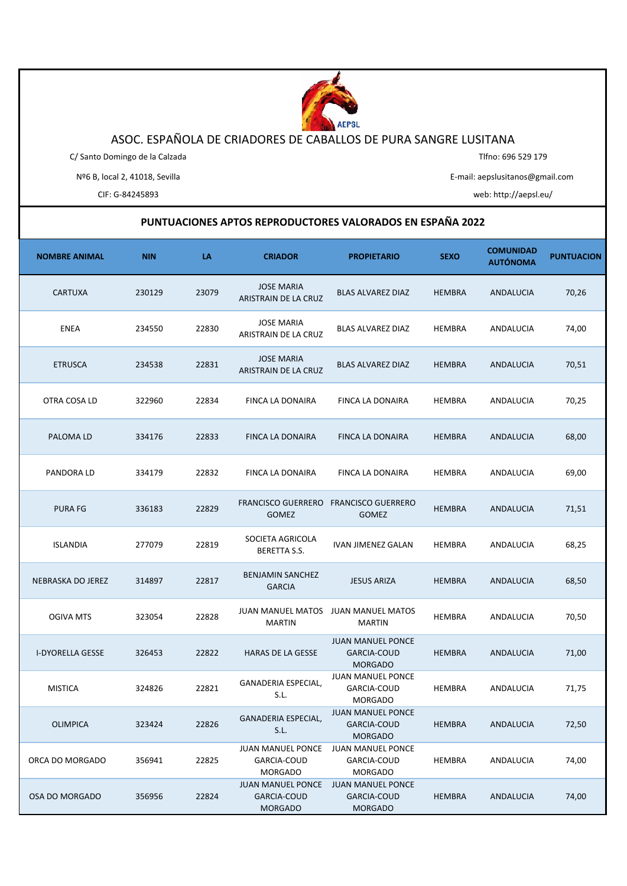# ASOC. ESPAÑOLA DE CRIADORES DE CABALLOS DE PURA SANGRE LUSITANA

C/ Santo Domingo de la Calzada

Nº6 B, local 2, 41018, Sevilla

CIF: G-84245893

Tlfno: 696 529 179

E-mail: aepslusitanos@gmail.com

web: http://aepsl.eu/

## PUNTUACIONES APTOS REPRODUCTORES VALORADOS EN ESPAÑA 2022

| NOMBRE ANIMAL | NIN | LA | CRIADOR | PROPIETARIO | SEXO | COMUNIDAD AUTÓNOMA | PUNTUACION |
|---|---|---|---|---|---|---|---|
| CARTUXA | 230129 | 23079 | JOSE MARIA ARISTRAIN DE LA CRUZ | BLAS ALVAREZ DIAZ | HEMBRA | ANDALUCIA | 70,26 |
| ENEA | 234550 | 22830 | JOSE MARIA ARISTRAIN DE LA CRUZ | BLAS ALVAREZ DIAZ | HEMBRA | ANDALUCIA | 74,00 |
| ETRUSCA | 234538 | 22831 | JOSE MARIA ARISTRAIN DE LA CRUZ | BLAS ALVAREZ DIAZ | HEMBRA | ANDALUCIA | 70,51 |
| OTRA COSA LD | 322960 | 22834 | FINCA LA DONAIRA | FINCA LA DONAIRA | HEMBRA | ANDALUCIA | 70,25 |
| PALOMA LD | 334176 | 22833 | FINCA LA DONAIRA | FINCA LA DONAIRA | HEMBRA | ANDALUCIA | 68,00 |
| PANDORA LD | 334179 | 22832 | FINCA LA DONAIRA | FINCA LA DONAIRA | HEMBRA | ANDALUCIA | 69,00 |
| PURA FG | 336183 | 22829 | FRANCISCO GUERRERO GOMEZ | FRANCISCO GUERRERO GOMEZ | HEMBRA | ANDALUCIA | 71,51 |
| ISLANDIA | 277079 | 22819 | SOCIETA AGRICOLA BERETTA S.S. | IVAN JIMENEZ GALAN | HEMBRA | ANDALUCIA | 68,25 |
| NEBRASKA DO JEREZ | 314897 | 22817 | BENJAMIN SANCHEZ GARCIA | JESUS ARIZA | HEMBRA | ANDALUCIA | 68,50 |
| OGIVA MTS | 323054 | 22828 | JUAN MANUEL MATOS MARTIN | JUAN MANUEL MATOS MARTIN | HEMBRA | ANDALUCIA | 70,50 |
| I-DYORELLA GESSE | 326453 | 22822 | HARAS DE LA GESSE | JUAN MANUEL PONCE GARCIA-COUD MORGADO | HEMBRA | ANDALUCIA | 71,00 |
| MISTICA | 324826 | 22821 | GANADERIA ESPECIAL, S.L. | JUAN MANUEL PONCE GARCIA-COUD MORGADO | HEMBRA | ANDALUCIA | 71,75 |
| OLIMPICA | 323424 | 22826 | GANADERIA ESPECIAL, S.L. | JUAN MANUEL PONCE GARCIA-COUD MORGADO | HEMBRA | ANDALUCIA | 72,50 |
| ORCA DO MORGADO | 356941 | 22825 | JUAN MANUEL PONCE GARCIA-COUD MORGADO | JUAN MANUEL PONCE GARCIA-COUD MORGADO | HEMBRA | ANDALUCIA | 74,00 |
| OSA DO MORGADO | 356956 | 22824 | JUAN MANUEL PONCE GARCIA-COUD MORGADO | JUAN MANUEL PONCE GARCIA-COUD MORGADO | HEMBRA | ANDALUCIA | 74,00 |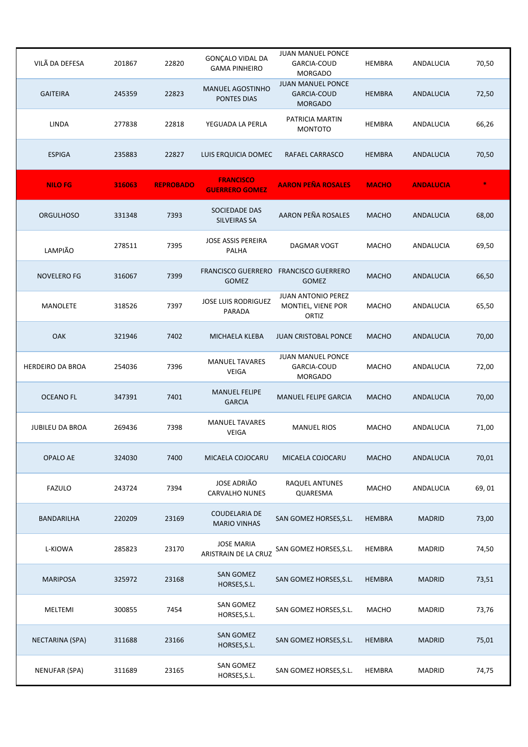| | | | | | | | |
|---|---|---|---|---|---|---|---|
| VILÃ DA DEFESA | 201867 | 22820 | GONÇALO VIDAL DA GAMA PINHEIRO | JUAN MANUEL PONCE GARCIA-COUD MORGADO | HEMBRA | ANDALUCIA | 70,50 |
| GAITEIRA | 245359 | 22823 | MANUEL AGOSTINHO PONTES DIAS | JUAN MANUEL PONCE GARCIA-COUD MORGADO | HEMBRA | ANDALUCIA | 72,50 |
| LINDA | 277838 | 22818 | YEGUADA LA PERLA | PATRICIA MARTIN MONTOTO | HEMBRA | ANDALUCIA | 66,26 |
| ESPIGA | 235883 | 22827 | LUIS ERQUICIA DOMEC | RAFAEL CARRASCO | HEMBRA | ANDALUCIA | 70,50 |
| **NILO FG** | **316063** | **REPROBADO** | **FRANCISCO GUERRERO GOMEZ** | **AARON PEÑA ROSALES** | **MACHO** | **ANDALUCIA** | ***** |
| ORGULHOSO | 331348 | 7393 | SOCIEDADE DAS SILVEIRAS SA | AARON PEÑA ROSALES | MACHO | ANDALUCIA | 68,00 |
| LAMPIÃO | 278511 | 7395 | JOSE ASSIS PEREIRA PALHA | DAGMAR VOGT | MACHO | ANDALUCIA | 69,50 |
| NOVELERO FG | 316067 | 7399 | FRANCISCO GUERRERO GOMEZ | FRANCISCO GUERRERO GOMEZ | MACHO | ANDALUCIA | 66,50 |
| MANOLETE | 318526 | 7397 | JOSE LUIS RODRIGUEZ PARADA | JUAN ANTONIO PEREZ MONTIEL, VIENE POR ORTIZ | MACHO | ANDALUCIA | 65,50 |
| OAK | 321946 | 7402 | MICHAELA KLEBA | JUAN CRISTOBAL PONCE | MACHO | ANDALUCIA | 70,00 |
| HERDEIRO DA BROA | 254036 | 7396 | MANUEL TAVARES VEIGA | JUAN MANUEL PONCE GARCIA-COUD MORGADO | MACHO | ANDALUCIA | 72,00 |
| OCEANO FL | 347391 | 7401 | MANUEL FELIPE GARCIA | MANUEL FELIPE GARCIA | MACHO | ANDALUCIA | 70,00 |
| JUBILEU DA BROA | 269436 | 7398 | MANUEL TAVARES VEIGA | MANUEL RIOS | MACHO | ANDALUCIA | 71,00 |
| OPALO AE | 324030 | 7400 | MICAELA COJOCARU | MICAELA COJOCARU | MACHO | ANDALUCIA | 70,01 |
| FAZULO | 243724 | 7394 | JOSE ADRIÃO CARVALHO NUNES | RAQUEL ANTUNES QUARESMA | MACHO | ANDALUCIA | 69, 01 |
| BANDARILHA | 220209 | 23169 | COUDELARIA DE MARIO VINHAS | SAN GOMEZ HORSES,S.L. | HEMBRA | MADRID | 73,00 |
| L-KIOWA | 285823 | 23170 | JOSE MARIA ARISTRAIN DE LA CRUZ | SAN GOMEZ HORSES,S.L. | HEMBRA | MADRID | 74,50 |
| MARIPOSA | 325972 | 23168 | SAN GOMEZ HORSES,S.L. | SAN GOMEZ HORSES,S.L. | HEMBRA | MADRID | 73,51 |
| MELTEMI | 300855 | 7454 | SAN GOMEZ HORSES,S.L. | SAN GOMEZ HORSES,S.L. | MACHO | MADRID | 73,76 |
| NECTARINA (SPA) | 311688 | 23166 | SAN GOMEZ HORSES,S.L. | SAN GOMEZ HORSES,S.L. | HEMBRA | MADRID | 75,01 |
| NENUFAR (SPA) | 311689 | 23165 | SAN GOMEZ HORSES,S.L. | SAN GOMEZ HORSES,S.L. | HEMBRA | MADRID | 74,75 |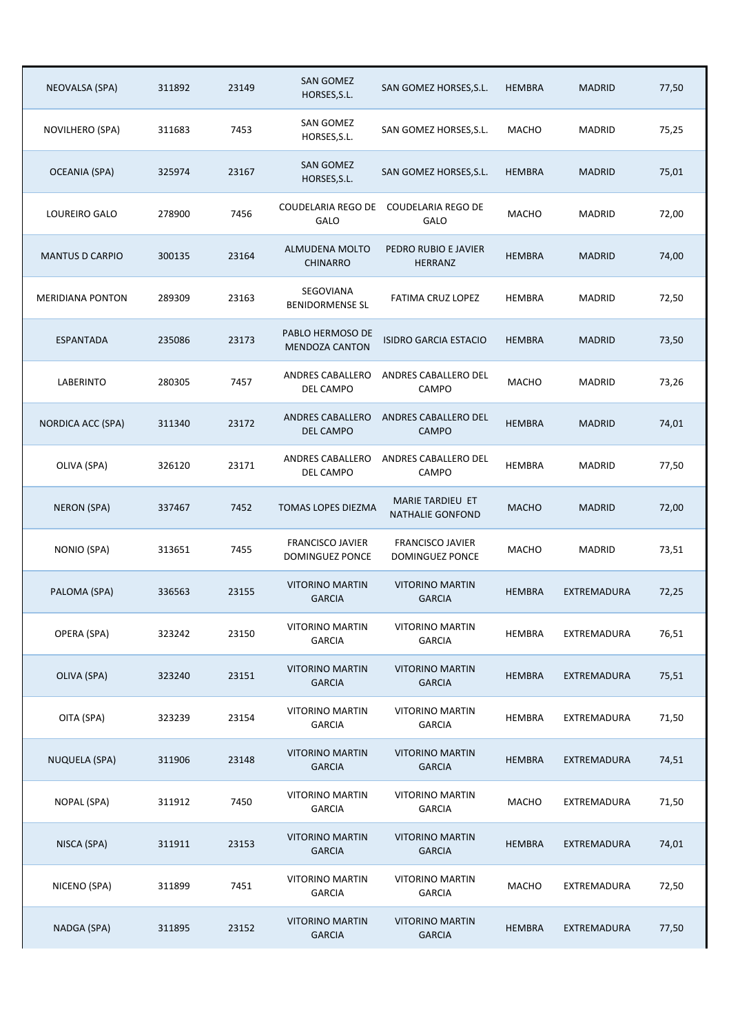| | | | | | | | |
|---|---|---|---|---|---|---|---|
| NEOVALSA (SPA) | 311892 | 23149 | SAN GOMEZ HORSES,S.L. | SAN GOMEZ HORSES,S.L. | HEMBRA | MADRID | 77,50 |
| NOVILHERO (SPA) | 311683 | 7453 | SAN GOMEZ HORSES,S.L. | SAN GOMEZ HORSES,S.L. | MACHO | MADRID | 75,25 |
| OCEANIA (SPA) | 325974 | 23167 | SAN GOMEZ HORSES,S.L. | SAN GOMEZ HORSES,S.L. | HEMBRA | MADRID | 75,01 |
| LOUREIRO GALO | 278900 | 7456 | COUDELARIA REGO DE GALO | COUDELARIA REGO DE GALO | MACHO | MADRID | 72,00 |
| MANTUS D CARPIO | 300135 | 23164 | ALMUDENA MOLTO CHINARRO | PEDRO RUBIO E JAVIER HERRANZ | HEMBRA | MADRID | 74,00 |
| MERIDIANA PONTON | 289309 | 23163 | SEGOVIANA BENIDORMENSE SL | FATIMA CRUZ LOPEZ | HEMBRA | MADRID | 72,50 |
| ESPANTADA | 235086 | 23173 | PABLO HERMOSO DE MENDOZA CANTON | ISIDRO GARCIA ESTACIO | HEMBRA | MADRID | 73,50 |
| LABERINTO | 280305 | 7457 | ANDRES CABALLERO DEL CAMPO | ANDRES CABALLERO DEL CAMPO | MACHO | MADRID | 73,26 |
| NORDICA ACC (SPA) | 311340 | 23172 | ANDRES CABALLERO DEL CAMPO | ANDRES CABALLERO DEL CAMPO | HEMBRA | MADRID | 74,01 |
| OLIVA (SPA) | 326120 | 23171 | ANDRES CABALLERO DEL CAMPO | ANDRES CABALLERO DEL CAMPO | HEMBRA | MADRID | 77,50 |
| NERON (SPA) | 337467 | 7452 | TOMAS LOPES DIEZMA | MARIE TARDIEU ET NATHALIE GONFOND | MACHO | MADRID | 72,00 |
| NONIO (SPA) | 313651 | 7455 | FRANCISCO JAVIER DOMINGUEZ PONCE | FRANCISCO JAVIER DOMINGUEZ PONCE | MACHO | MADRID | 73,51 |
| PALOMA (SPA) | 336563 | 23155 | VITORINO MARTIN GARCIA | VITORINO MARTIN GARCIA | HEMBRA | EXTREMADURA | 72,25 |
| OPERA (SPA) | 323242 | 23150 | VITORINO MARTIN GARCIA | VITORINO MARTIN GARCIA | HEMBRA | EXTREMADURA | 76,51 |
| OLIVA (SPA) | 323240 | 23151 | VITORINO MARTIN GARCIA | VITORINO MARTIN GARCIA | HEMBRA | EXTREMADURA | 75,51 |
| OITA (SPA) | 323239 | 23154 | VITORINO MARTIN GARCIA | VITORINO MARTIN GARCIA | HEMBRA | EXTREMADURA | 71,50 |
| NUQUELA (SPA) | 311906 | 23148 | VITORINO MARTIN GARCIA | VITORINO MARTIN GARCIA | HEMBRA | EXTREMADURA | 74,51 |
| NOPAL (SPA) | 311912 | 7450 | VITORINO MARTIN GARCIA | VITORINO MARTIN GARCIA | MACHO | EXTREMADURA | 71,50 |
| NISCA (SPA) | 311911 | 23153 | VITORINO MARTIN GARCIA | VITORINO MARTIN GARCIA | HEMBRA | EXTREMADURA | 74,01 |
| NICENO (SPA) | 311899 | 7451 | VITORINO MARTIN GARCIA | VITORINO MARTIN GARCIA | MACHO | EXTREMADURA | 72,50 |
| NADGA (SPA) | 311895 | 23152 | VITORINO MARTIN GARCIA | VITORINO MARTIN GARCIA | HEMBRA | EXTREMADURA | 77,50 |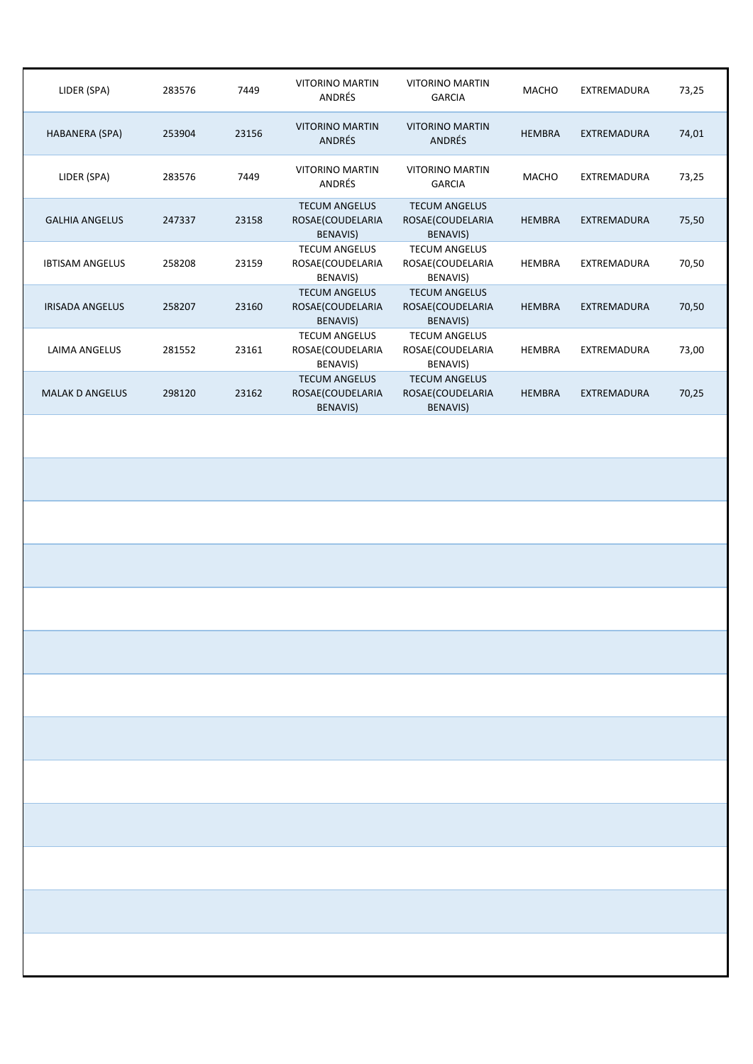| | | | | | | | |
|---|---|---|---|---|---|---|---|
| LIDER (SPA) | 283576 | 7449 | VITORINO MARTIN ANDRÉS | VITORINO MARTIN GARCIA | MACHO | EXTREMADURA | 73,25 |
| HABANERA (SPA) | 253904 | 23156 | VITORINO MARTIN ANDRÉS | VITORINO MARTIN ANDRÉS | HEMBRA | EXTREMADURA | 74,01 |
| LIDER (SPA) | 283576 | 7449 | VITORINO MARTIN ANDRÉS | VITORINO MARTIN GARCIA | MACHO | EXTREMADURA | 73,25 |
| GALHIA ANGELUS | 247337 | 23158 | TECUM ANGELUS ROSAE(COUDELARIA BENAVIS) | TECUM ANGELUS ROSAE(COUDELARIA BENAVIS) | HEMBRA | EXTREMADURA | 75,50 |
| IBTISAM ANGELUS | 258208 | 23159 | TECUM ANGELUS ROSAE(COUDELARIA BENAVIS) | TECUM ANGELUS ROSAE(COUDELARIA BENAVIS) | HEMBRA | EXTREMADURA | 70,50 |
| IRISADA ANGELUS | 258207 | 23160 | TECUM ANGELUS ROSAE(COUDELARIA BENAVIS) | TECUM ANGELUS ROSAE(COUDELARIA BENAVIS) | HEMBRA | EXTREMADURA | 70,50 |
| LAIMA ANGELUS | 281552 | 23161 | TECUM ANGELUS ROSAE(COUDELARIA BENAVIS) | TECUM ANGELUS ROSAE(COUDELARIA BENAVIS) | HEMBRA | EXTREMADURA | 73,00 |
| MALAK D ANGELUS | 298120 | 23162 | TECUM ANGELUS ROSAE(COUDELARIA BENAVIS) | TECUM ANGELUS ROSAE(COUDELARIA BENAVIS) | HEMBRA | EXTREMADURA | 70,25 |